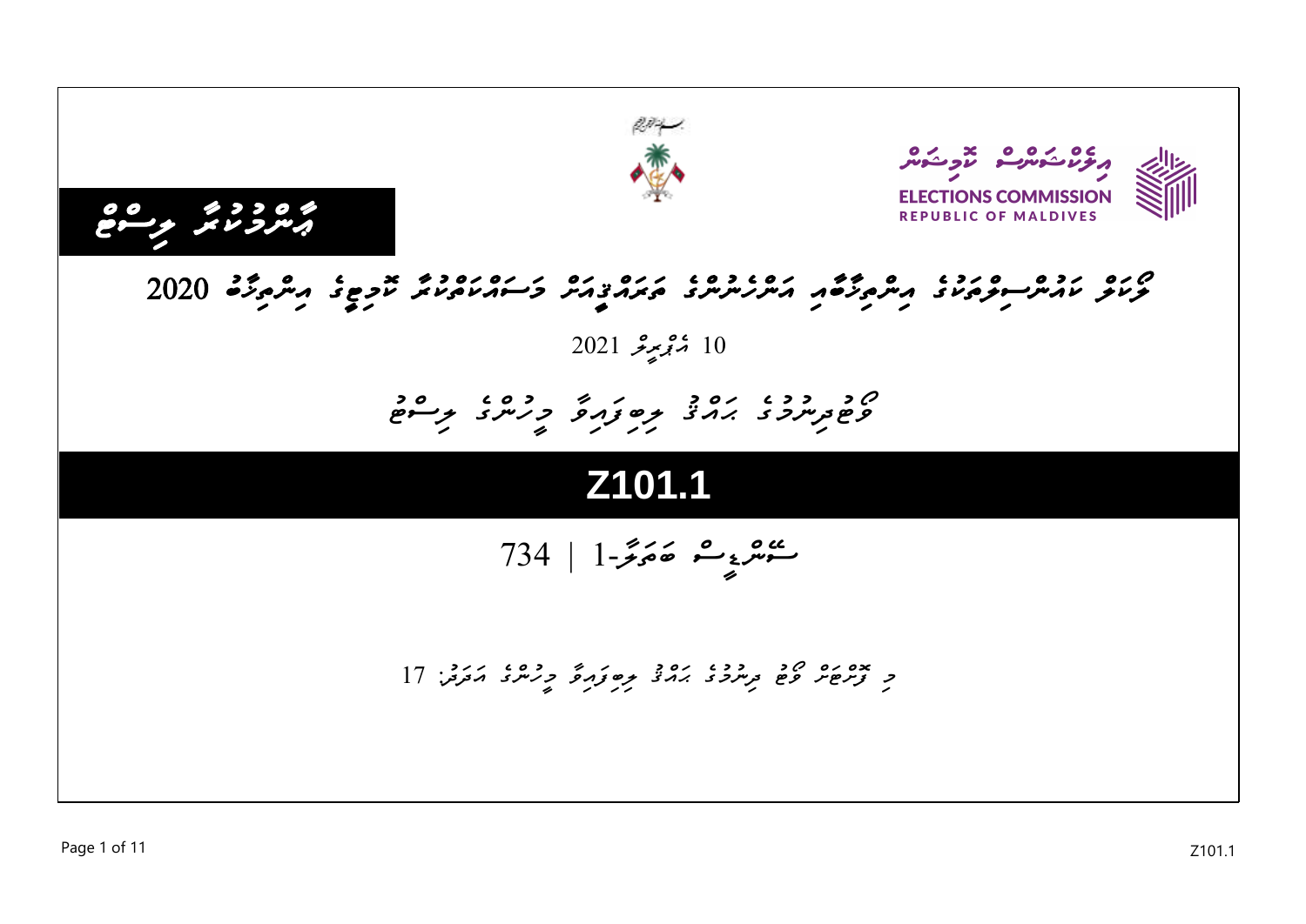އިލެކްޝަންސް ކޮމިޝަން

ELECTIONS COMMISSION
REPUBLIC OF MALDIVES

# އަންގުމުގެ ލިސްޓު

## ލޯކަލް ކައުންސިލްތަކުގެ އިންތިޚާބާއި އަންހެނުންގެ ތަރައްޤީއަށް މަސައްކަތްކުރާ ކޮމިޓީގެ އިންތިޚާބު 2020

10 އޭޕްރީލް 2021

### ވޯޓުދިނުމުގެ ޙައްޤު ލިބިފައިވާ މީހުންގެ ލިސްޓު

# Z101.1

ސަރވިސް ބަޔަލް-1 | 734

މި ފޯރމަށް ވޯޓު ދިނުމުގެ ޙައްޤު ލިބިފައިވާ މީހުންގެ އަދަދު: 17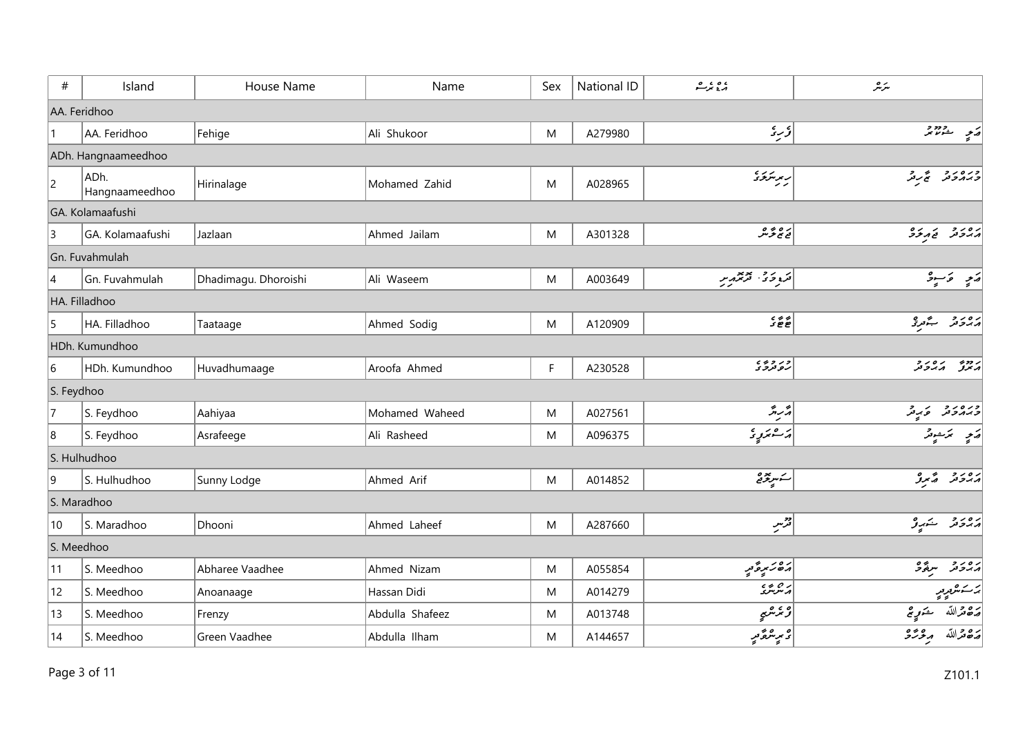| # | Island | House Name | Name | Sex | National ID | ގެއެގްރެސް | ނަން |
|---|---|---|---|---|---|---|---|
| AA. Feridhoo | | | | | | | |
| 1 | AA. Feridhoo | Fehige | Ali Shukoor | M | A279980 | ފެހިގެ | އަލީ ޝުކޫރު |
| ADh. Hangnaameedhoo | | | | | | | |
| 2 | ADh. Hangnaameedhoo | Hirinalage | Mohamed Zahid | M | A028965 | ހިރިނަލަގެ | މުހައްމަދު ޒާހިދު |
| GA. Kolamaafushi | | | | | | | |
| 3 | GA. Kolamaafushi | Jazlaan | Ahmed Jailam | M | A301328 | ޖަޒްލާން | އަހްމަދު ޖައިލަމް |
| Gn. Fuvahmulah | | | | | | | |
| 4 | Gn. Fuvahmulah | Dhadimagu. Dhoroishi | Ali Waseem | M | A003649 | ދަޑިމަގު. ދޮރޮއިށި | އަލީ ވަސީމް |
| HA. Filladhoo | | | | | | | |
| 5 | HA. Filladhoo | Taataage | Ahmed Sodig | M | A120909 | ޓާޓާގެ | އަހްމަދު ސާދިޤު |
| HDh. Kumundhoo | | | | | | | |
| 6 | HDh. Kumundhoo | Huvadhumaage | Aroofa Ahmed | F | A230528 | ހުވަދުމާގެ | އަރޫފާ އަހްމަދު |
| S. Feydhoo | | | | | | | |
| 7 | S. Feydhoo | Aahiyaa | Mohamed Waheed | M | A027561 | އާހިޔާ | މުހައްމަދު ވަހީދު |
| 8 | S. Feydhoo | Asrafeege | Ali Rasheed | M | A096375 | އަސްރަފީގެ | އަލީ ރަޝީދު |
| S. Hulhudhoo | | | | | | | |
| 9 | S. Hulhudhoo | Sunny Lodge | Ahmed Arif | M | A014852 | ސަނީލޮޖް | އަހްމަދު އާރިފް |
| S. Maradhoo | | | | | | | |
| 10 | S. Maradhoo | Dhooni | Ahmed Laheef | M | A287660 | ދޫނި | އަހްމަދު ލަހީފް |
| S. Meedhoo | | | | | | | |
| 11 | S. Meedhoo | Abharee Vaadhee | Ahmed Nizam | M | A055854 | އަބަރީވާދީ | އަހްމަދު ނިޒާމް |
| 12 | S. Meedhoo | Anoanaage | Hassan Didi | M | A014279 | އަނޯނާގެ | ހަސަންދީދީ |
| 13 | S. Meedhoo | Frenzy | Abdulla Shafeez | M | A013748 | ފްރެންޒީ | އަބްދުﷲ ޝަފީޒް |
| 14 | S. Meedhoo | Green Vaadhee | Abdulla Ilham | M | A144657 | ގްރީންވާދީ | އަބްދުﷲ އިލްހާމް |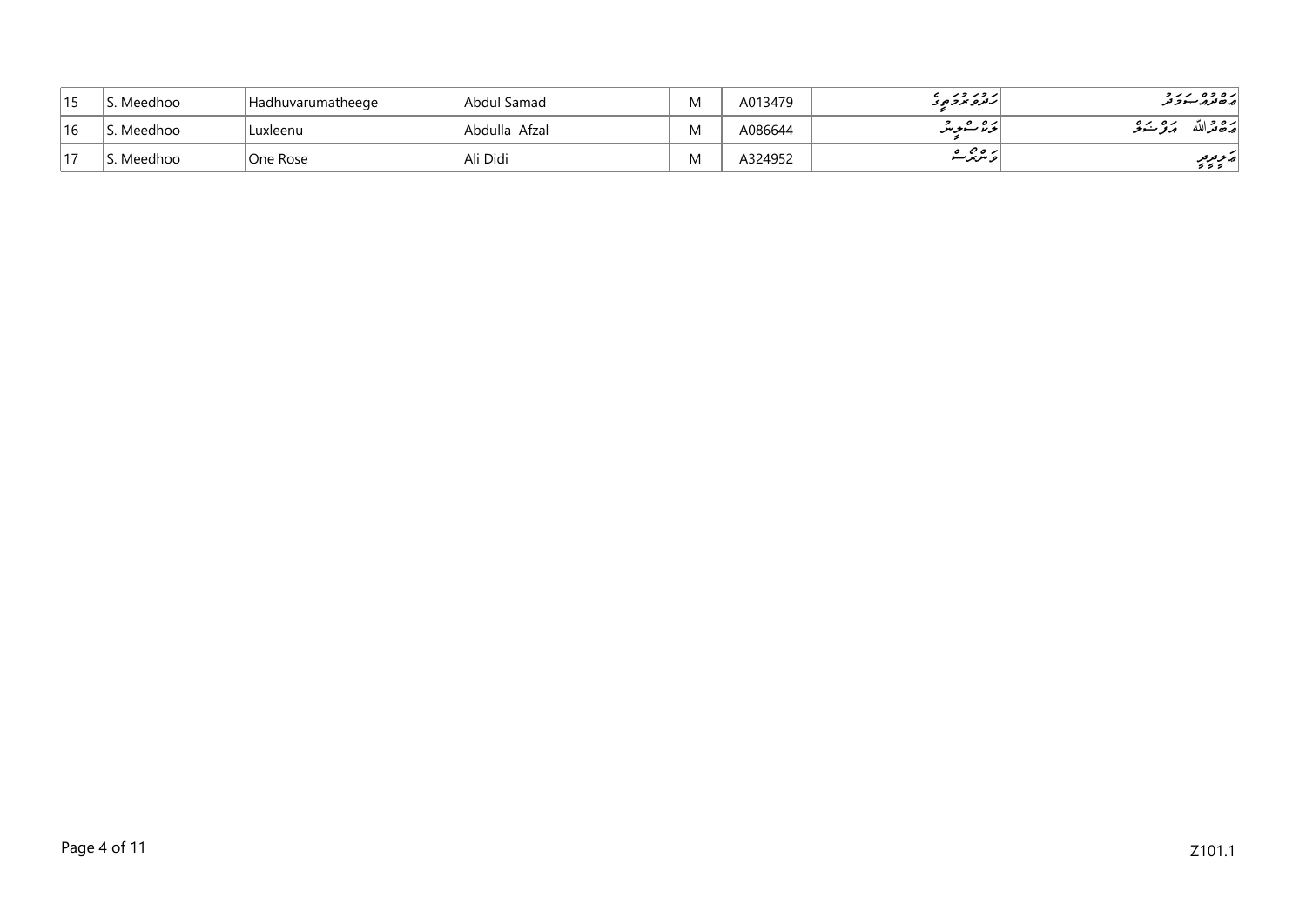| 15 | S. Meedhoo | Hadhuvarumatheege | Abdul Samad | M | A013479 | ހަދުވަރުމަތީގެ | އަބްދުލް ސަމަދު |
|---|---|---|---|---|---|---|---|
| 16 | S. Meedhoo | Luxleenu | Abdulla Afzal | M | A086644 | ލަކްސްލީނު | އަބްދުﷲ އަފްޒަލް |
| 17 | S. Meedhoo | One Rose | Ali Didi | M | A324952 | ވަންރޯސް | އަލިދީދީ |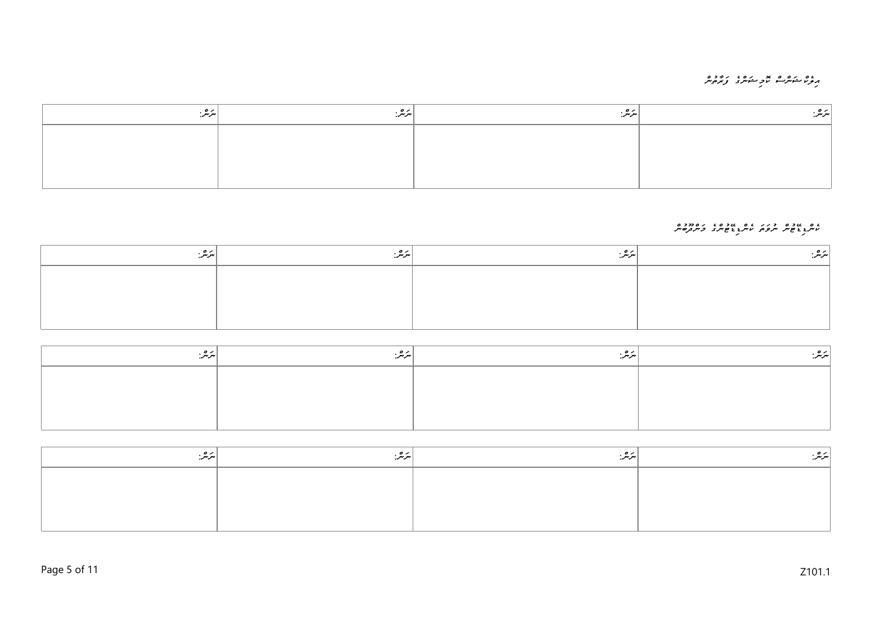# ޢިލްމްޢަލާން ކޮމިޝަނުގެ ފަރާތުން

| ނަން: | ނަން: | ނަން: | ނަން: |
|---|---|---|---|
| | | | |

## ކެންޑިޑޭޓުން ނޮމިނޭޓްކުރި ޕާޓީތަކުގެ ފަރާތުން

| ނަން: | ނަން: | ނަން: | ނަން: |
|---|---|---|---|
| | | | |

| ނަން: | ނަން: | ނަން: | ނަން: |
|---|---|---|---|
| | | | |

| ނަން: | ނަން: | ނަން: | ނަން: |
|---|---|---|---|
| | | | |

Z101.1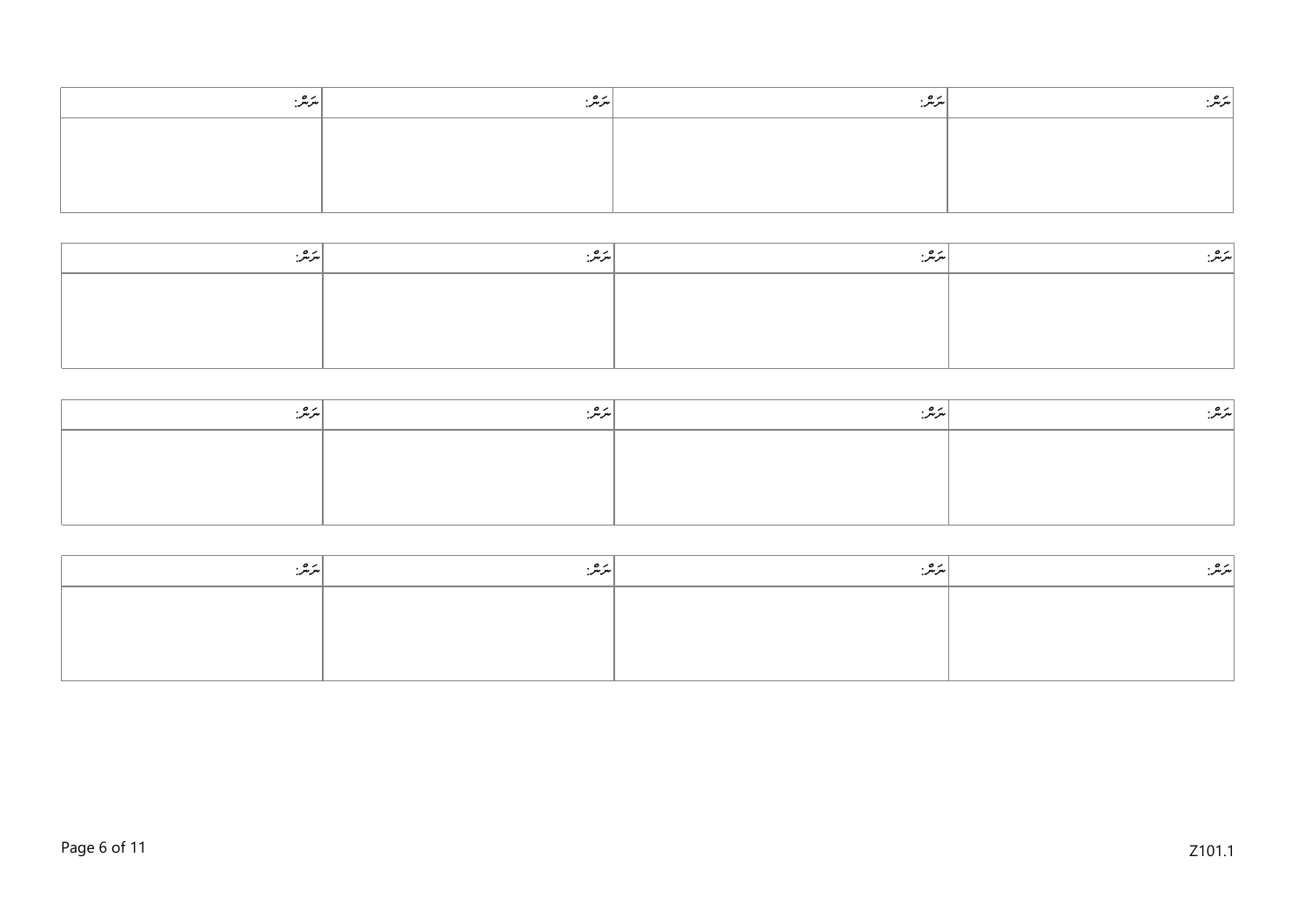| ނަަންބަރު: | ނަަންބަރު: | ނަަންބަރު: | ނަަންބަރު: |
|---|---|---|---|
| | | | |

| ނަަންބަރު: | ނަަންބަރު: | ނަަންބަރު: | ނަަންބަރު: |
|---|---|---|---|
| | | | |

| ނަަންބަރު: | ނަަންބަރު: | ނަަންބަރު: | ނަަންބަރު: |
|---|---|---|---|
| | | | |

| ނަަންބަރު: | ނަަންބަރު: | ނަަންބަރު: | ނަަންބަރު: |
|---|---|---|---|
| | | | |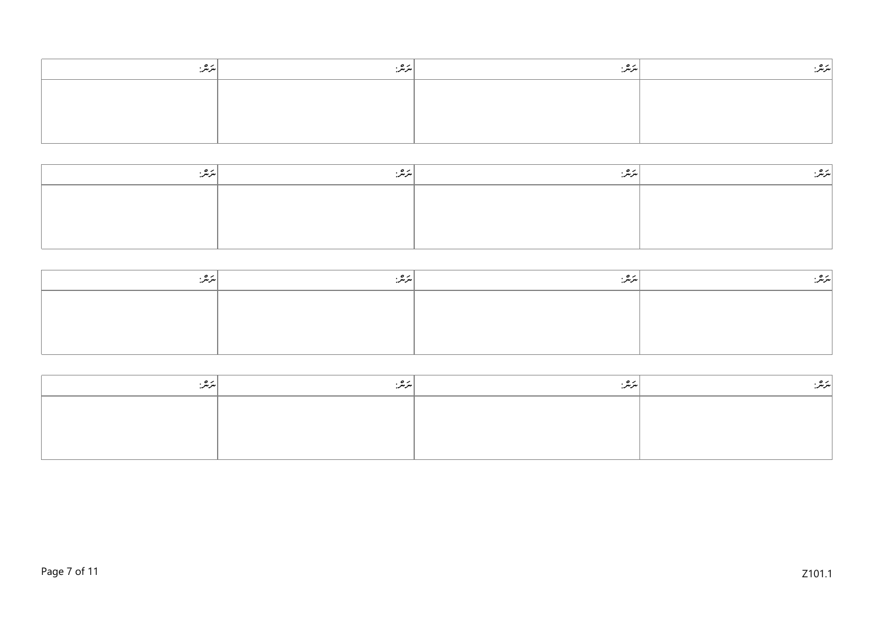| ނަންބަރ: | ނަންބަރ: | ނަންބަރ: | ނަންބަރ: |
|---|---|---|---|
| | | | |

| ނަންބަރ: | ނަންބަރ: | ނަންބަރ: | ނަންބަރ: |
|---|---|---|---|
| | | | |

| ނަންބަރ: | ނަންބަރ: | ނަންބަރ: | ނަންބަރ: |
|---|---|---|---|
| | | | |

| ނަންބަރ: | ނަންބަރ: | ނަންބަރ: | ނަންބަރ: |
|---|---|---|---|
| | | | |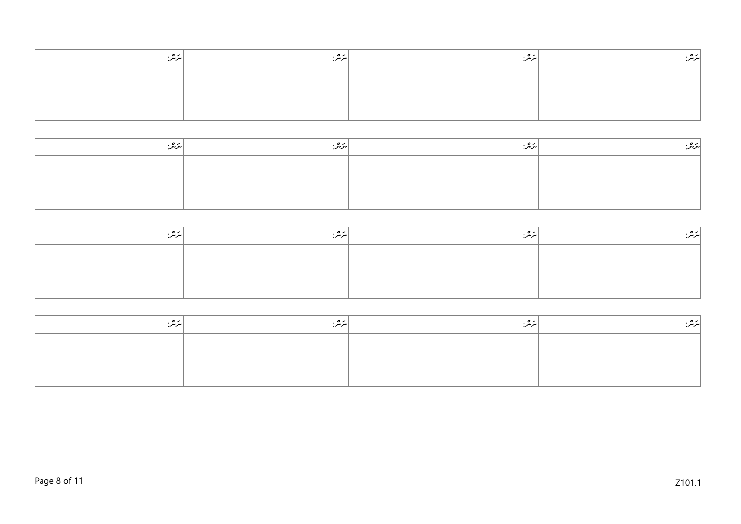| ނަރުދ: | ނަރުދ: | ނަރުދ: | ނަރުދ: |
| --- | --- | --- | --- |
| | | | |

| ނަރުދ: | ނަރުދ: | ނަރުދ: | ނަރުދ: |
| --- | --- | --- | --- |
| | | | |

| ނަރުދ: | ނަރުދ: | ނަރުދ: | ނަރުދ: |
| --- | --- | --- | --- |
| | | | |

| ނަރުދ: | ނަރުދ: | ނަރުދ: | ނަރުދ: |
| --- | --- | --- | --- |
| | | | |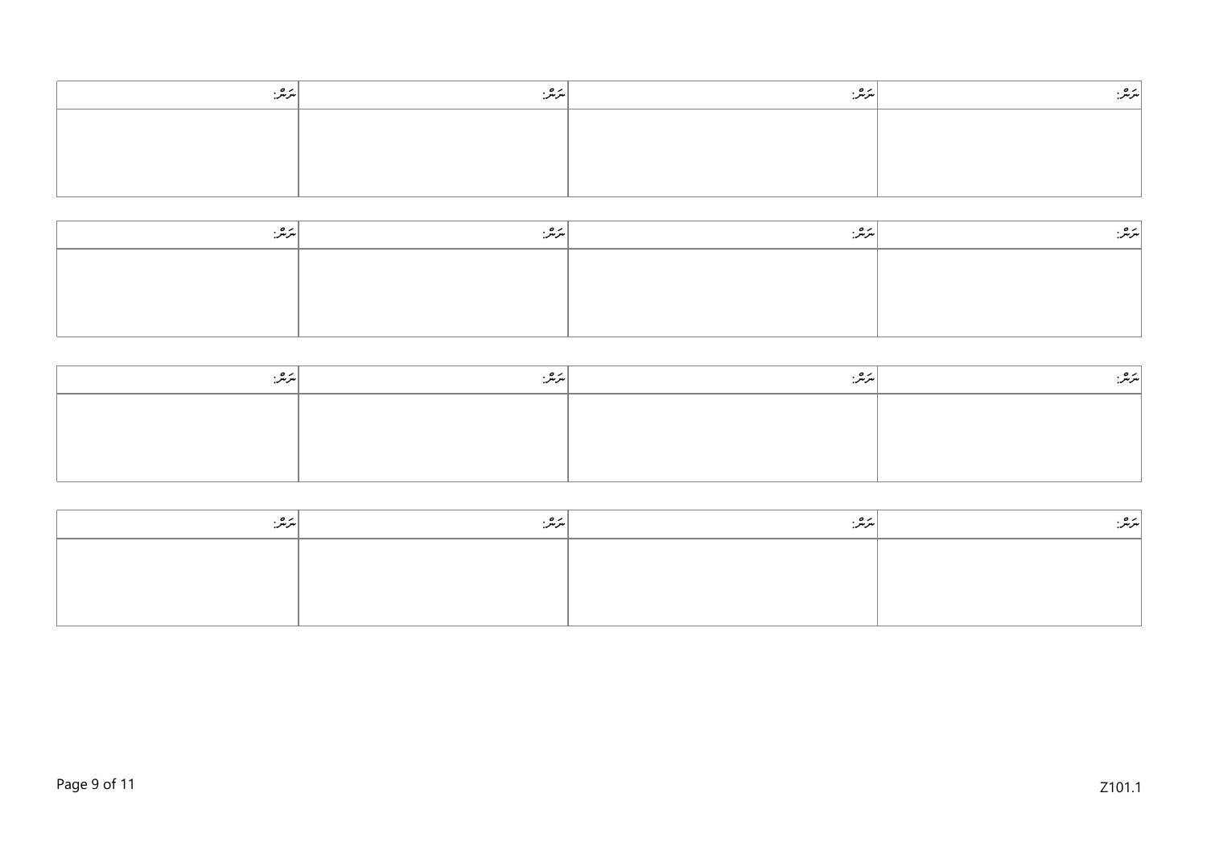| ނަރުދ: | ނަރުދ: | ނަރުދ: | ނަރުދ: |
| --- | --- | --- | --- |
| | | | |

| ނަރުދ: | ނަރުދ: | ނަރުދ: | ނަރުދ: |
| --- | --- | --- | --- |
| | | | |

| ނަރުދ: | ނަރުދ: | ނަރުދ: | ނަރުދ: |
| --- | --- | --- | --- |
| | | | |

| ނަރުދ: | ނަރުދ: | ނަރުދ: | ނަރުދ: |
| --- | --- | --- | --- |
| | | | |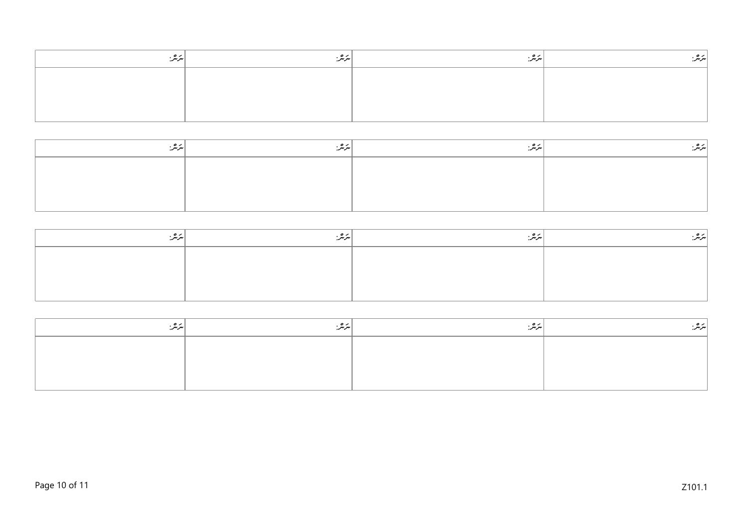| ނަރުދ. | ނަރުދ. | ނަރުދ. | ނަރުދ. |
| --- | --- | --- | --- |
| | | | |

| ނަރުދ. | ނަރުދ. | ނަރުދ. | ނަރުދ. |
| --- | --- | --- | --- |
| | | | |

| ނަރުދ. | ނަރުދ. | ނަރުދ. | ނަރުދ. |
| --- | --- | --- | --- |
| | | | |

| ނަރުދ. | ނަރުދ. | ނަރުދ. | ނަރުދ. |
| --- | --- | --- | --- |
| | | | |

Z101.1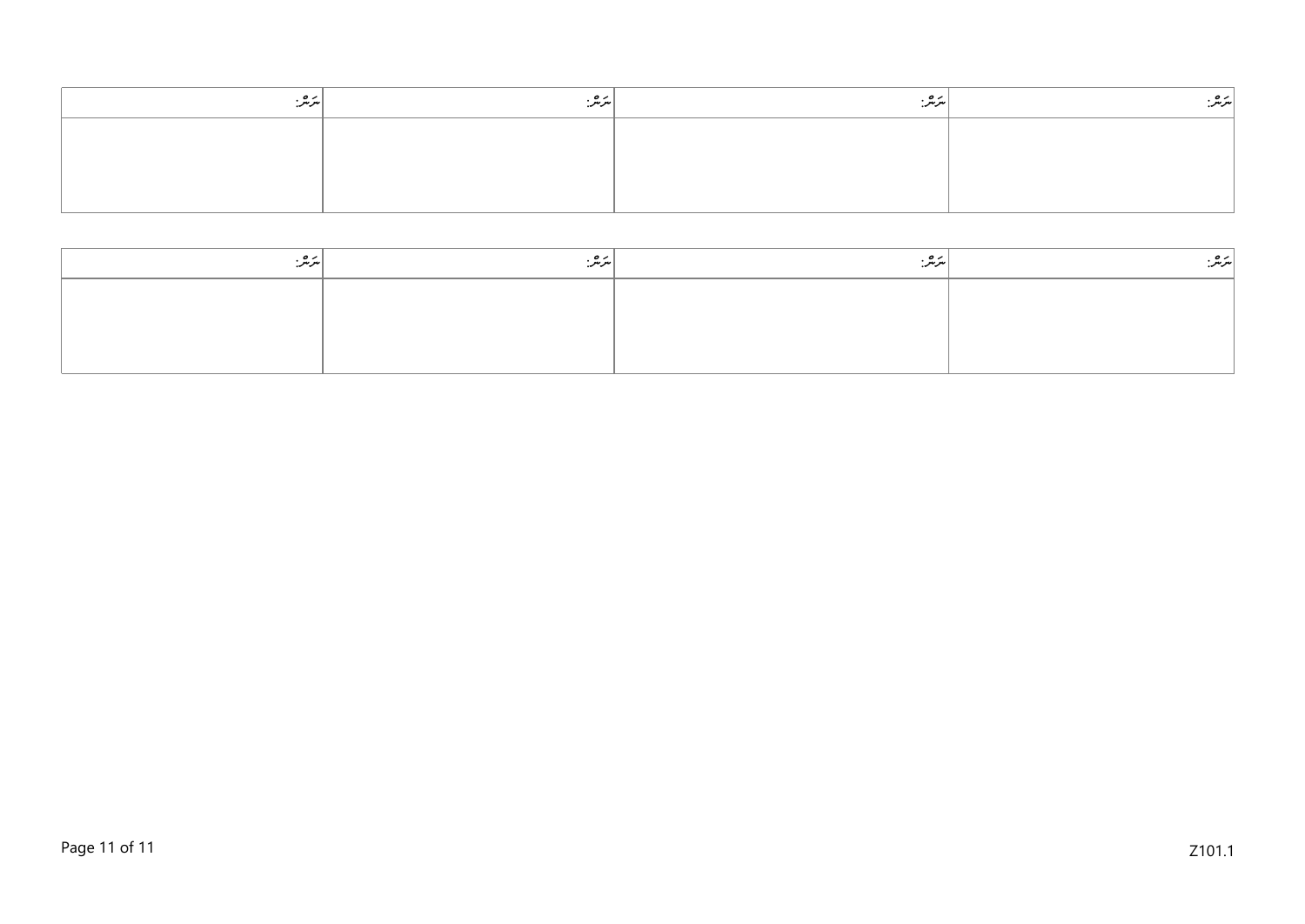| ނަރުދ: | ނަރުދ: | ނަރުދ: | ނަރުދ: |
| --- | --- | --- | --- |
| | | | |

| ނަރުދ: | ނަރުދ: | ނަރުދ: | ނަރުދ: |
| --- | --- | --- | --- |
| | | | |

Z101.1